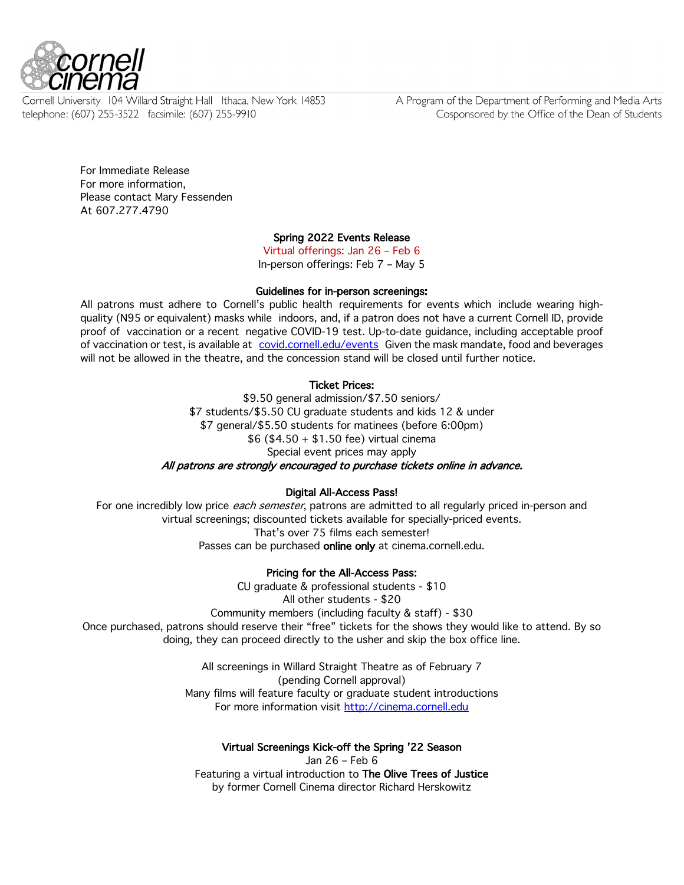cornell cinema

Cornell University 104 Willard Straight Hall Ithaca, New York 14853
telephone: (607) 255-3522 facsimile: (607) 255-9910

A Program of the Department of Performing and Media Arts
Cosponsored by the Office of the Dean of Students

For Immediate Release
For more information,
Please contact Mary Fessenden
At 607.277.4790

**Spring 2022 Events Release**

Virtual offerings: Jan 26 – Feb 6

In-person offerings: Feb 7 – May 5

**Guidelines for in-person screenings:**

All patrons must adhere to Cornell's public health requirements for events which include wearing high-quality (N95 or equivalent) masks while indoors, and, if a patron does not have a current Cornell ID, provide proof of vaccination or a recent negative COVID-19 test. Up-to-date guidance, including acceptable proof of vaccination or test, is available at [covid.cornell.edu/events](covid.cornell.edu/events) Given the mask mandate, food and beverages will not be allowed in the theatre, and the concession stand will be closed until further notice.

**Ticket Prices:**

$9.50 general admission/$7.50 seniors/
$7 students/$5.50 CU graduate students and kids 12 & under
$7 general/$5.50 students for matinees (before 6:00pm)
$6 ($4.50 + $1.50 fee) virtual cinema
Special event prices may apply

***All patrons are strongly encouraged to purchase tickets online in advance.***

**Digital All-Access Pass!**

For one incredibly low price *each semester*, patrons are admitted to all regularly priced in-person and virtual screenings; discounted tickets available for specially-priced events.
That's over 75 films each semester!
Passes can be purchased **online only** at cinema.cornell.edu.

**Pricing for the All-Access Pass:**

CU graduate & professional students - $10
All other students - $20
Community members (including faculty & staff) - $30

Once purchased, patrons should reserve their "free" tickets for the shows they would like to attend. By so doing, they can proceed directly to the usher and skip the box office line.

All screenings in Willard Straight Theatre as of February 7
(pending Cornell approval)
Many films will feature faculty or graduate student introductions
For more information visit [http://cinema.cornell.edu](http://cinema.cornell.edu)

**Virtual Screenings Kick-off the Spring '22 Season**

Jan 26 – Feb 6

Featuring a virtual introduction to **The Olive Trees of Justice**
by former Cornell Cinema director Richard Herskowitz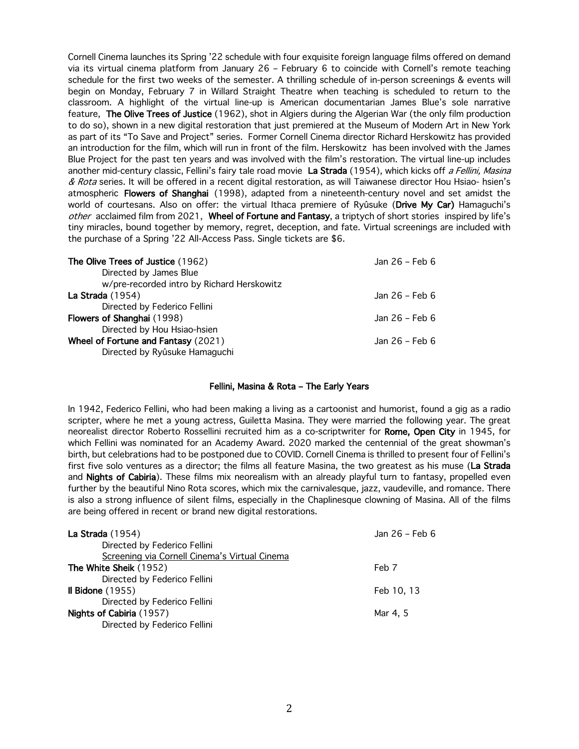Cornell Cinema launches its Spring '22 schedule with four exquisite foreign language films offered on demand via its virtual cinema platform from January 26 – February 6 to coincide with Cornell's remote teaching schedule for the first two weeks of the semester. A thrilling schedule of in-person screenings & events will begin on Monday, February 7 in Willard Straight Theatre when teaching is scheduled to return to the classroom. A highlight of the virtual line-up is American documentarian James Blue's sole narrative feature, **The Olive Trees of Justice** (1962), shot in Algiers during the Algerian War (the only film production to do so), shown in a new digital restoration that just premiered at the Museum of Modern Art in New York as part of its "To Save and Project" series. Former Cornell Cinema director Richard Herskowitz has provided an introduction for the film, which will run in front of the film. Herskowitz has been involved with the James Blue Project for the past ten years and was involved with the film's restoration. The virtual line-up includes another mid-century classic, Fellini's fairy tale road movie **La Strada** (1954), which kicks off *a Fellini, Masina & Rota* series. It will be offered in a recent digital restoration, as will Taiwanese director Hou Hsiao- hsien's atmospheric **Flowers of Shanghai** (1998), adapted from a nineteenth-century novel and set amidst the world of courtesans. Also on offer: the virtual Ithaca premiere of Ryûsuke (**Drive My Car)** Hamaguchi's *other* acclaimed film from 2021, **Wheel of Fortune and Fantasy**, a triptych of short stories inspired by life's tiny miracles, bound together by memory, regret, deception, and fate. Virtual screenings are included with the purchase of a Spring '22 All-Access Pass. Single tickets are $6.

| | |
|---|---|
| **The Olive Trees of Justice** (1962)<br>Directed by James Blue<br>w/pre-recorded intro by Richard Herskowitz | Jan 26 – Feb 6 |
| **La Strada** (1954)<br>Directed by Federico Fellini | Jan 26 – Feb 6 |
| **Flowers of Shanghai** (1998)<br>Directed by Hou Hsiao-hsien | Jan 26 – Feb 6 |
| **Wheel of Fortune and Fantasy** (2021)<br>Directed by Ryûsuke Hamaguchi | Jan 26 – Feb 6 |

## Fellini, Masina & Rota – The Early Years

In 1942, Federico Fellini, who had been making a living as a cartoonist and humorist, found a gig as a radio scripter, where he met a young actress, Guiletta Masina. They were married the following year. The great neorealist director Roberto Rossellini recruited him as a co-scriptwriter for **Rome, Open City** in 1945, for which Fellini was nominated for an Academy Award. 2020 marked the centennial of the great showman's birth, but celebrations had to be postponed due to COVID. Cornell Cinema is thrilled to present four of Fellini's first five solo ventures as a director; the films all feature Masina, the two greatest as his muse (**La Strada** and **Nights of Cabiria**). These films mix neorealism with an already playful turn to fantasy, propelled even further by the beautiful Nino Rota scores, which mix the carnivalesque, jazz, vaudeville, and romance. There is also a strong influence of silent films, especially in the Chaplinesque clowning of Masina. All of the films are being offered in recent or brand new digital restorations.

| | |
|---|---|
| **La Strada** (1954)<br>Directed by Federico Fellini<br>Screening via Cornell Cinema's Virtual Cinema | Jan 26 – Feb 6 |
| **The White Sheik** (1952)<br>Directed by Federico Fellini | Feb 7 |
| **Il Bidone** (1955)<br>Directed by Federico Fellini | Feb 10, 13 |
| **Nights of Cabiria** (1957)<br>Directed by Federico Fellini | Mar 4, 5 |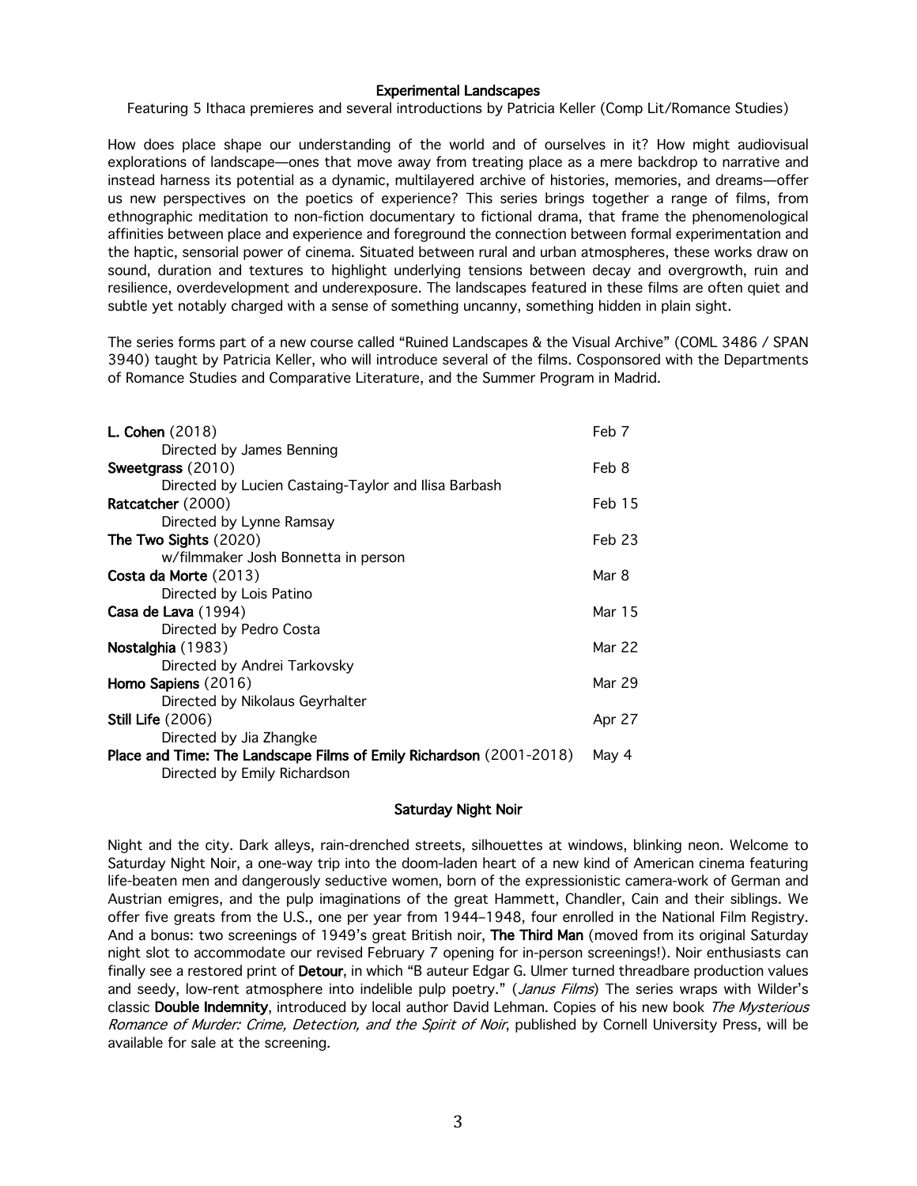## Experimental Landscapes

Featuring 5 Ithaca premieres and several introductions by Patricia Keller (Comp Lit/Romance Studies)

How does place shape our understanding of the world and of ourselves in it? How might audiovisual explorations of landscape—ones that move away from treating place as a mere backdrop to narrative and instead harness its potential as a dynamic, multilayered archive of histories, memories, and dreams—offer us new perspectives on the poetics of experience? This series brings together a range of films, from ethnographic meditation to non-fiction documentary to fictional drama, that frame the phenomenological affinities between place and experience and foreground the connection between formal experimentation and the haptic, sensorial power of cinema. Situated between rural and urban atmospheres, these works draw on sound, duration and textures to highlight underlying tensions between decay and overgrowth, ruin and resilience, overdevelopment and underexposure. The landscapes featured in these films are often quiet and subtle yet notably charged with a sense of something uncanny, something hidden in plain sight.

The series forms part of a new course called "Ruined Landscapes & the Visual Archive" (COML 3486 / SPAN 3940) taught by Patricia Keller, who will introduce several of the films. Cosponsored with the Departments of Romance Studies and Comparative Literature, and the Summer Program in Madrid.

| Film | Date |
|---|---|
| **L. Cohen** (2018)<br>Directed by James Benning | Feb 7 |
| **Sweetgrass** (2010)<br>Directed by Lucien Castaing-Taylor and Ilisa Barbash | Feb 8 |
| **Ratcatcher** (2000)<br>Directed by Lynne Ramsay | Feb 15 |
| **The Two Sights** (2020)<br>w/filmmaker Josh Bonnetta in person | Feb 23 |
| **Costa da Morte** (2013)<br>Directed by Lois Patino | Mar 8 |
| **Casa de Lava** (1994)<br>Directed by Pedro Costa | Mar 15 |
| **Nostalghia** (1983)<br>Directed by Andrei Tarkovsky | Mar 22 |
| **Homo Sapiens** (2016)<br>Directed by Nikolaus Geyrhalter | Mar 29 |
| **Still Life** (2006)<br>Directed by Jia Zhangke | Apr 27 |
| **Place and Time: The Landscape Films of Emily Richardson** (2001-2018)<br>Directed by Emily Richardson | May 4 |

## Saturday Night Noir

Night and the city. Dark alleys, rain-drenched streets, silhouettes at windows, blinking neon. Welcome to Saturday Night Noir, a one-way trip into the doom-laden heart of a new kind of American cinema featuring life-beaten men and dangerously seductive women, born of the expressionistic camera-work of German and Austrian emigres, and the pulp imaginations of the great Hammett, Chandler, Cain and their siblings. We offer five greats from the U.S., one per year from 1944–1948, four enrolled in the National Film Registry. And a bonus: two screenings of 1949's great British noir, **The Third Man** (moved from its original Saturday night slot to accommodate our revised February 7 opening for in-person screenings!). Noir enthusiasts can finally see a restored print of **Detour**, in which "B auteur Edgar G. Ulmer turned threadbare production values and seedy, low-rent atmosphere into indelible pulp poetry." (*Janus Films*) The series wraps with Wilder's classic **Double Indemnity**, introduced by local author David Lehman. Copies of his new book *The Mysterious Romance of Murder: Crime, Detection, and the Spirit of Noir*, published by Cornell University Press, will be available for sale at the screening.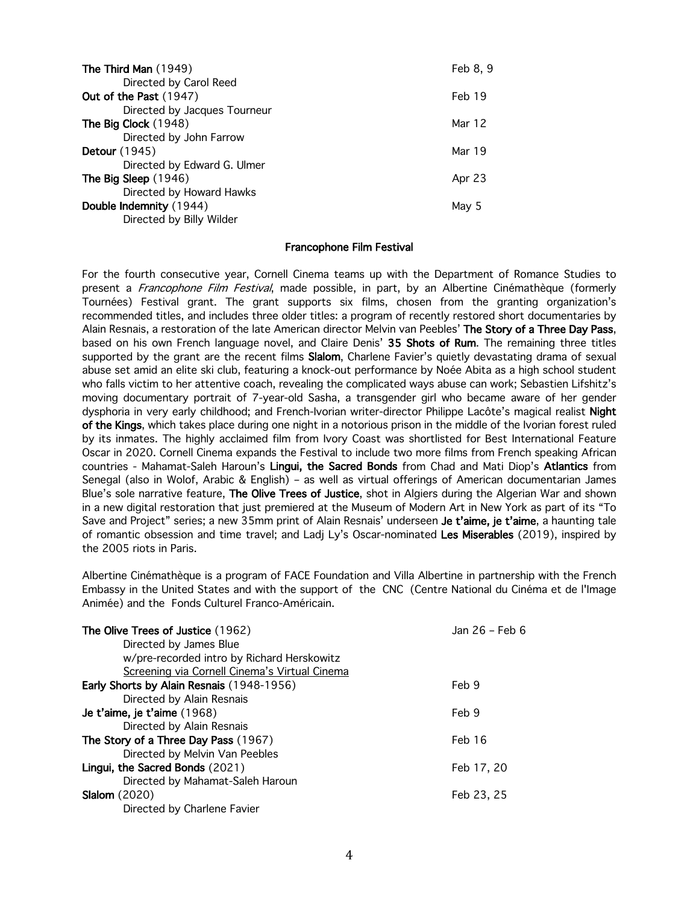| | |
|---|---|
| **The Third Man** (1949)<br>Directed by Carol Reed | Feb 8, 9 |
| **Out of the Past** (1947)<br>Directed by Jacques Tourneur | Feb 19 |
| **The Big Clock** (1948)<br>Directed by John Farrow | Mar 12 |
| **Detour** (1945)<br>Directed by Edward G. Ulmer | Mar 19 |
| **The Big Sleep** (1946)<br>Directed by Howard Hawks | Apr 23 |
| **Double Indemnity** (1944)<br>Directed by Billy Wilder | May 5 |

## Francophone Film Festival

For the fourth consecutive year, Cornell Cinema teams up with the Department of Romance Studies to present a *Francophone Film Festival*, made possible, in part, by an Albertine Cinémathèque (formerly Tournées) Festival grant. The grant supports six films, chosen from the granting organization's recommended titles, and includes three older titles: a program of recently restored short documentaries by Alain Resnais, a restoration of the late American director Melvin van Peebles' **The Story of a Three Day Pass**, based on his own French language novel, and Claire Denis' **35 Shots of Rum**. The remaining three titles supported by the grant are the recent films **Slalom**, Charlene Favier's quietly devastating drama of sexual abuse set amid an elite ski club, featuring a knock-out performance by Noée Abita as a high school student who falls victim to her attentive coach, revealing the complicated ways abuse can work; Sebastien Lifshitz's moving documentary portrait of 7-year-old Sasha, a transgender girl who became aware of her gender dysphoria in very early childhood; and French-Ivorian writer-director Philippe Lacôte's magical realist **Night of the Kings**, which takes place during one night in a notorious prison in the middle of the Ivorian forest ruled by its inmates. The highly acclaimed film from Ivory Coast was shortlisted for Best International Feature Oscar in 2020. Cornell Cinema expands the Festival to include two more films from French speaking African countries - Mahamat-Saleh Haroun's **Lingui, the Sacred Bonds** from Chad and Mati Diop's **Atlantics** from Senegal (also in Wolof, Arabic & English) – as well as virtual offerings of American documentarian James Blue's sole narrative feature, **The Olive Trees of Justice**, shot in Algiers during the Algerian War and shown in a new digital restoration that just premiered at the Museum of Modern Art in New York as part of its "To Save and Project" series; a new 35mm print of Alain Resnais' underseen **Je t'aime, je t'aime**, a haunting tale of romantic obsession and time travel; and Ladj Ly's Oscar-nominated **Les Miserables** (2019), inspired by the 2005 riots in Paris.

Albertine Cinémathèque is a program of FACE Foundation and Villa Albertine in partnership with the French Embassy in the United States and with the support of the CNC (Centre National du Cinéma et de l'Image Animée) and the Fonds Culturel Franco-Américain.

| | |
|---|---|
| **The Olive Trees of Justice** (1962)<br>Directed by James Blue<br>w/pre-recorded intro by Richard Herskowitz<br><u>Screening via Cornell Cinema's Virtual Cinema</u> | Jan 26 – Feb 6 |
| **Early Shorts by Alain Resnais** (1948-1956)<br>Directed by Alain Resnais | Feb 9 |
| **Je t'aime, je t'aime** (1968)<br>Directed by Alain Resnais | Feb 9 |
| **The Story of a Three Day Pass** (1967)<br>Directed by Melvin Van Peebles | Feb 16 |
| **Lingui, the Sacred Bonds** (2021)<br>Directed by Mahamat-Saleh Haroun | Feb 17, 20 |
| **Slalom** (2020)<br>Directed by Charlene Favier | Feb 23, 25 |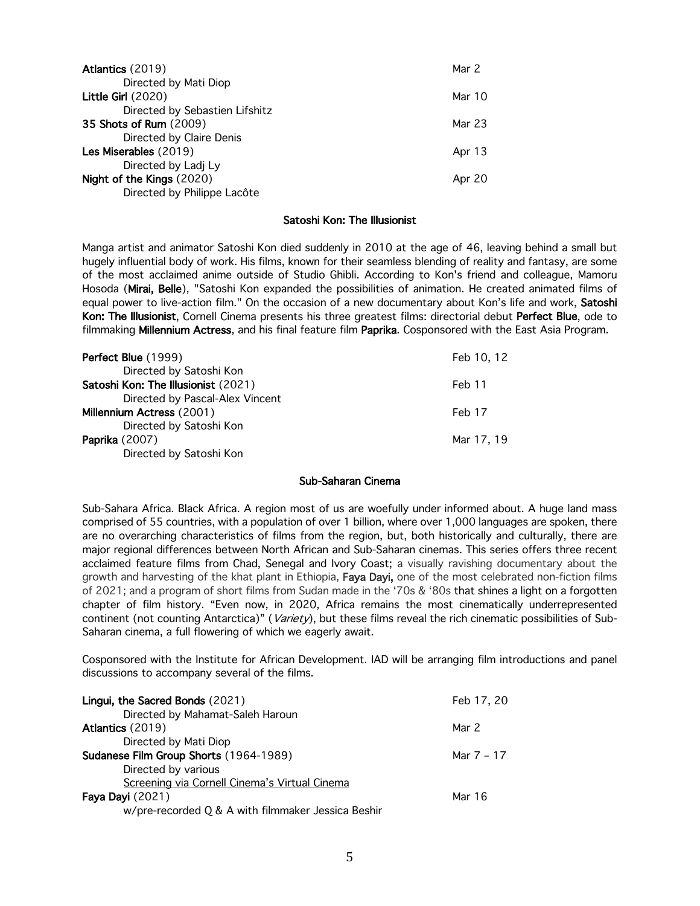| | |
|---|---|
| **Atlantics** (2019)<br>Directed by Mati Diop | Mar 2 |
| **Little Girl** (2020)<br>Directed by Sebastien Lifshitz | Mar 10 |
| **35 Shots of Rum** (2009)<br>Directed by Claire Denis | Mar 23 |
| **Les Miserables** (2019)<br>Directed by Ladj Ly | Apr 13 |
| **Night of the Kings** (2020)<br>Directed by Philippe Lacôte | Apr 20 |

## Satoshi Kon: The Illusionist

Manga artist and animator Satoshi Kon died suddenly in 2010 at the age of 46, leaving behind a small but hugely influential body of work. His films, known for their seamless blending of reality and fantasy, are some of the most acclaimed anime outside of Studio Ghibli. According to Kon's friend and colleague, Mamoru Hosoda (**Mirai, Belle**), "Satoshi Kon expanded the possibilities of animation. He created animated films of equal power to live-action film." On the occasion of a new documentary about Kon's life and work, **Satoshi Kon: The Illusionist**, Cornell Cinema presents his three greatest films: directorial debut **Perfect Blue**, ode to filmmaking **Millennium Actress**, and his final feature film **Paprika**. Cosponsored with the East Asia Program.

| | |
|---|---|
| **Perfect Blue** (1999)<br>Directed by Satoshi Kon | Feb 10, 12 |
| **Satoshi Kon: The Illusionist** (2021)<br>Directed by Pascal-Alex Vincent | Feb 11 |
| **Millennium Actress** (2001)<br>Directed by Satoshi Kon | Feb 17 |
| **Paprika** (2007)<br>Directed by Satoshi Kon | Mar 17, 19 |

## Sub-Saharan Cinema

Sub-Sahara Africa. Black Africa. A region most of us are woefully under informed about. A huge land mass comprised of 55 countries, with a population of over 1 billion, where over 1,000 languages are spoken, there are no overarching characteristics of films from the region, but, both historically and culturally, there are major regional differences between North African and Sub-Saharan cinemas. This series offers three recent acclaimed feature films from Chad, Senegal and Ivory Coast; a visually ravishing documentary about the growth and harvesting of the khat plant in Ethiopia, **Faya Dayi,** one of the most celebrated non-fiction films of 2021; and a program of short films from Sudan made in the '70s & '80s that shines a light on a forgotten chapter of film history. "Even now, in 2020, Africa remains the most cinematically underrepresented continent (not counting Antarctica)" (*Variety*), but these films reveal the rich cinematic possibilities of Sub-Saharan cinema, a full flowering of which we eagerly await.

Cosponsored with the Institute for African Development. IAD will be arranging film introductions and panel discussions to accompany several of the films.

| | |
|---|---|
| **Lingui, the Sacred Bonds** (2021)<br>Directed by Mahamat-Saleh Haroun | Feb 17, 20 |
| **Atlantics** (2019)<br>Directed by Mati Diop | Mar 2 |
| **Sudanese Film Group Shorts** (1964-1989)<br>Directed by various<br>Screening via Cornell Cinema's Virtual Cinema | Mar 7 – 17 |
| **Faya Dayi** (2021)<br>w/pre-recorded Q & A with filmmaker Jessica Beshir | Mar 16 |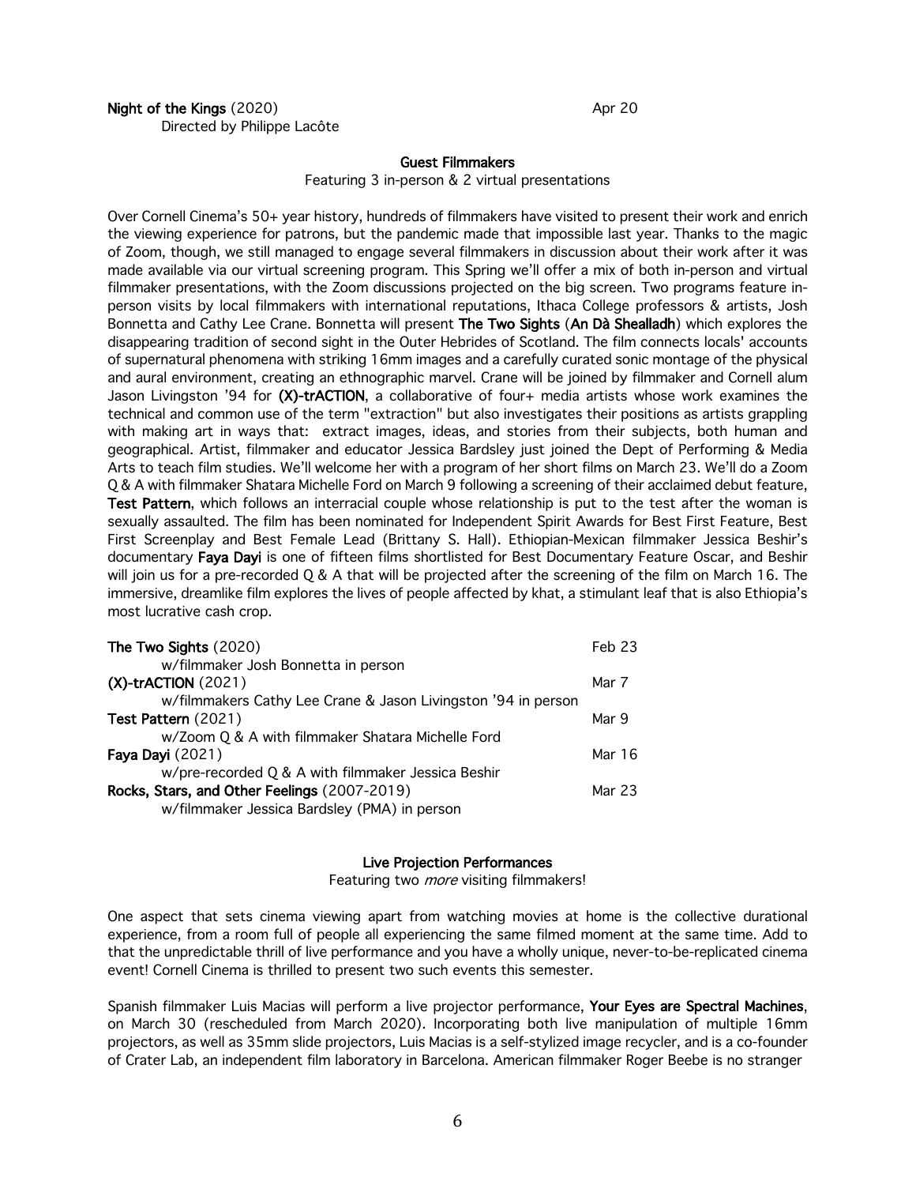**Night of the Kings** (2020) Apr 20
Directed by Philippe Lacôte

## Guest Filmmakers

Featuring 3 in-person & 2 virtual presentations

Over Cornell Cinema's 50+ year history, hundreds of filmmakers have visited to present their work and enrich the viewing experience for patrons, but the pandemic made that impossible last year. Thanks to the magic of Zoom, though, we still managed to engage several filmmakers in discussion about their work after it was made available via our virtual screening program. This Spring we'll offer a mix of both in-person and virtual filmmaker presentations, with the Zoom discussions projected on the big screen. Two programs feature in-person visits by local filmmakers with international reputations, Ithaca College professors & artists, Josh Bonnetta and Cathy Lee Crane. Bonnetta will present **The Two Sights** (**An Dà Shealladh**) which explores the disappearing tradition of second sight in the Outer Hebrides of Scotland. The film connects locals' accounts of supernatural phenomena with striking 16mm images and a carefully curated sonic montage of the physical and aural environment, creating an ethnographic marvel. Crane will be joined by filmmaker and Cornell alum Jason Livingston '94 for **(X)-trACTION**, a collaborative of four+ media artists whose work examines the technical and common use of the term "extraction" but also investigates their positions as artists grappling with making art in ways that: extract images, ideas, and stories from their subjects, both human and geographical. Artist, filmmaker and educator Jessica Bardsley just joined the Dept of Performing & Media Arts to teach film studies. We'll welcome her with a program of her short films on March 23. We'll do a Zoom Q & A with filmmaker Shatara Michelle Ford on March 9 following a screening of their acclaimed debut feature, **Test Pattern**, which follows an interracial couple whose relationship is put to the test after the woman is sexually assaulted. The film has been nominated for Independent Spirit Awards for Best First Feature, Best First Screenplay and Best Female Lead (Brittany S. Hall). Ethiopian-Mexican filmmaker Jessica Beshir's documentary **Faya Dayi** is one of fifteen films shortlisted for Best Documentary Feature Oscar, and Beshir will join us for a pre-recorded Q & A that will be projected after the screening of the film on March 16. The immersive, dreamlike film explores the lives of people affected by khat, a stimulant leaf that is also Ethiopia's most lucrative cash crop.

**The Two Sights** (2020) Feb 23
w/filmmaker Josh Bonnetta in person

**(X)-trACTION** (2021) Mar 7
w/filmmakers Cathy Lee Crane & Jason Livingston '94 in person

**Test Pattern** (2021) Mar 9
w/Zoom Q & A with filmmaker Shatara Michelle Ford

**Faya Dayi** (2021) Mar 16
w/pre-recorded Q & A with filmmaker Jessica Beshir

**Rocks, Stars, and Other Feelings** (2007-2019) Mar 23
w/filmmaker Jessica Bardsley (PMA) in person

## Live Projection Performances

Featuring two *more* visiting filmmakers!

One aspect that sets cinema viewing apart from watching movies at home is the collective durational experience, from a room full of people all experiencing the same filmed moment at the same time. Add to that the unpredictable thrill of live performance and you have a wholly unique, never-to-be-replicated cinema event! Cornell Cinema is thrilled to present two such events this semester.

Spanish filmmaker Luis Macias will perform a live projector performance, **Your Eyes are Spectral Machines**, on March 30 (rescheduled from March 2020). Incorporating both live manipulation of multiple 16mm projectors, as well as 35mm slide projectors, Luis Macias is a self-stylized image recycler, and is a co-founder of Crater Lab, an independent film laboratory in Barcelona. American filmmaker Roger Beebe is no stranger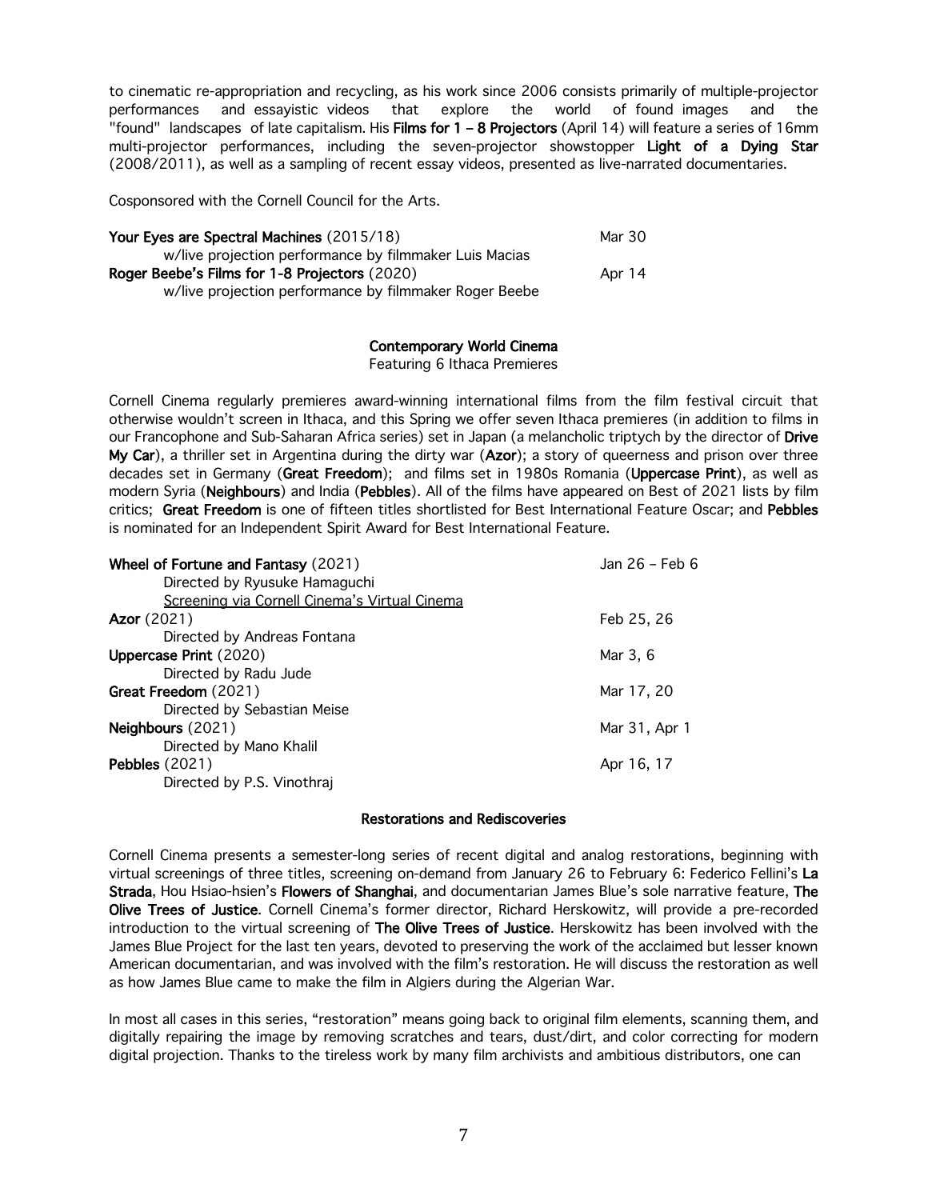to cinematic re-appropriation and recycling, as his work since 2006 consists primarily of multiple-projector performances and essayistic videos that explore the world of found images and the "found" landscapes of late capitalism. His **Films for 1 – 8 Projectors** (April 14) will feature a series of 16mm multi-projector performances, including the seven-projector showstopper **Light of a Dying Star** (2008/2011), as well as a sampling of recent essay videos, presented as live-narrated documentaries.

Cosponsored with the Cornell Council for the Arts.

| | |
|---|---|
| **Your Eyes are Spectral Machines** (2015/18)<br>w/live projection performance by filmmaker Luis Macias | Mar 30 |
| **Roger Beebe's Films for 1-8 Projectors** (2020)<br>w/live projection performance by filmmaker Roger Beebe | Apr 14 |

## Contemporary World Cinema

Featuring 6 Ithaca Premieres

Cornell Cinema regularly premieres award-winning international films from the film festival circuit that otherwise wouldn't screen in Ithaca, and this Spring we offer seven Ithaca premieres (in addition to films in our Francophone and Sub-Saharan Africa series) set in Japan (a melancholic triptych by the director of **Drive My Car**), a thriller set in Argentina during the dirty war (**Azor**); a story of queerness and prison over three decades set in Germany (**Great Freedom**); and films set in 1980s Romania (**Uppercase Print**), as well as modern Syria (**Neighbours**) and India (**Pebbles**). All of the films have appeared on Best of 2021 lists by film critics; **Great Freedom** is one of fifteen titles shortlisted for Best International Feature Oscar; and **Pebbles** is nominated for an Independent Spirit Award for Best International Feature.

| | |
|---|---|
| **Wheel of Fortune and Fantasy** (2021)<br>Directed by Ryusuke Hamaguchi<br>Screening via Cornell Cinema's Virtual Cinema | Jan 26 – Feb 6 |
| **Azor** (2021)<br>Directed by Andreas Fontana | Feb 25, 26 |
| **Uppercase Print** (2020)<br>Directed by Radu Jude | Mar 3, 6 |
| **Great Freedom** (2021)<br>Directed by Sebastian Meise | Mar 17, 20 |
| **Neighbours** (2021)<br>Directed by Mano Khalil | Mar 31, Apr 1 |
| **Pebbles** (2021)<br>Directed by P.S. Vinothraj | Apr 16, 17 |

## Restorations and Rediscoveries

Cornell Cinema presents a semester-long series of recent digital and analog restorations, beginning with virtual screenings of three titles, screening on-demand from January 26 to February 6: Federico Fellini's **La Strada**, Hou Hsiao-hsien's **Flowers of Shanghai**, and documentarian James Blue's sole narrative feature, **The Olive Trees of Justice**. Cornell Cinema's former director, Richard Herskowitz, will provide a pre-recorded introduction to the virtual screening of **The Olive Trees of Justice**. Herskowitz has been involved with the James Blue Project for the last ten years, devoted to preserving the work of the acclaimed but lesser known American documentarian, and was involved with the film's restoration. He will discuss the restoration as well as how James Blue came to make the film in Algiers during the Algerian War.

In most all cases in this series, "restoration" means going back to original film elements, scanning them, and digitally repairing the image by removing scratches and tears, dust/dirt, and color correcting for modern digital projection. Thanks to the tireless work by many film archivists and ambitious distributors, one can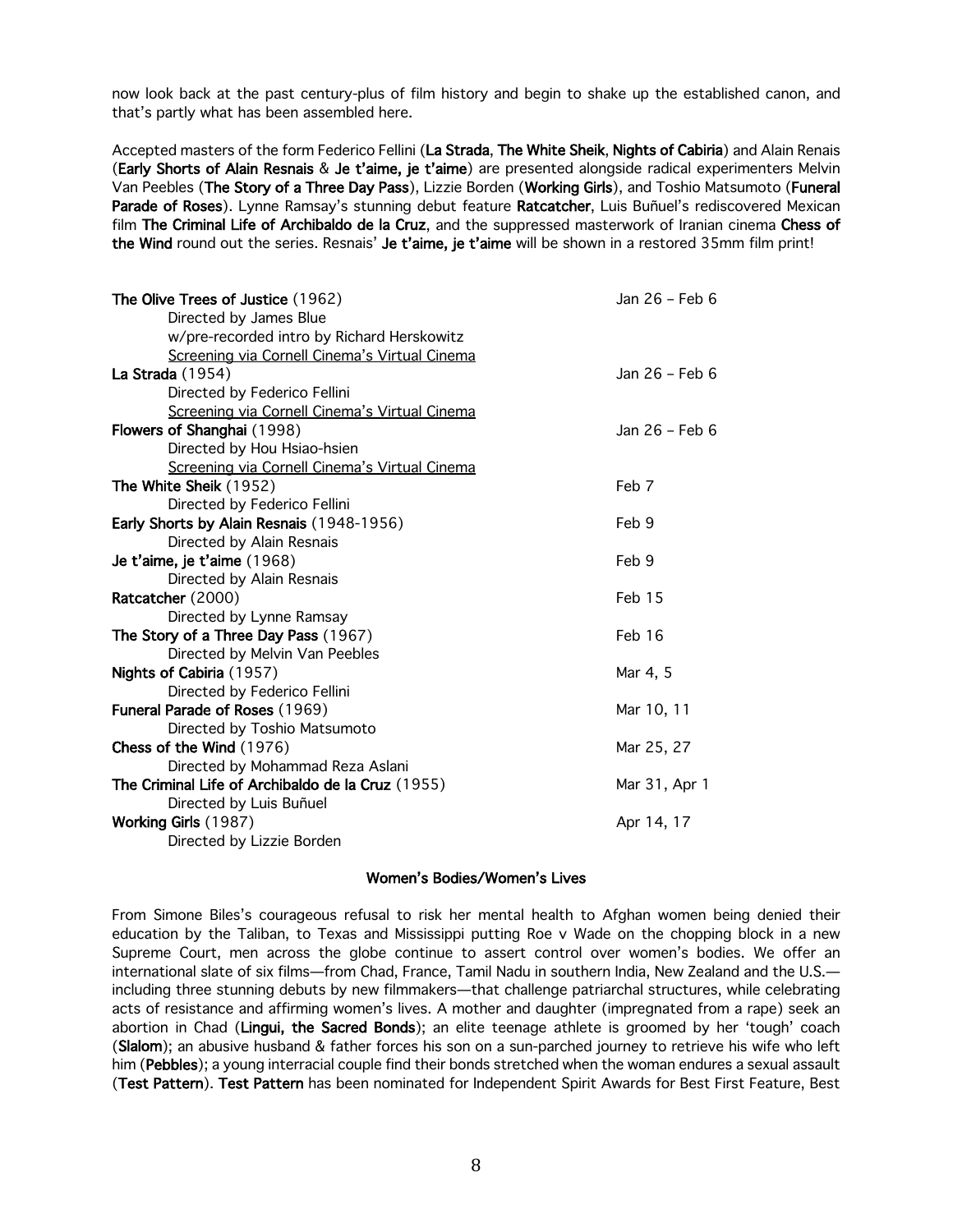now look back at the past century-plus of film history and begin to shake up the established canon, and that's partly what has been assembled here.

Accepted masters of the form Federico Fellini (**La Strada**, **The White Sheik**, **Nights of Cabiria**) and Alain Renais (**Early Shorts of Alain Resnais** & **Je t'aime, je t'aime**) are presented alongside radical experimenters Melvin Van Peebles (**The Story of a Three Day Pass**), Lizzie Borden (**Working Girls**), and Toshio Matsumoto (**Funeral Parade of Roses**). Lynne Ramsay's stunning debut feature **Ratcatcher**, Luis Buñuel's rediscovered Mexican film **The Criminal Life of Archibaldo de la Cruz**, and the suppressed masterwork of Iranian cinema **Chess of the Wind** round out the series. Resnais' **Je t'aime, je t'aime** will be shown in a restored 35mm film print!

| Film | Dates |
|---|---|
| **The Olive Trees of Justice** (1962)<br>Directed by James Blue<br>w/pre-recorded intro by Richard Herskowitz<br>Screening via Cornell Cinema's Virtual Cinema | Jan 26 – Feb 6 |
| **La Strada** (1954)<br>Directed by Federico Fellini<br>Screening via Cornell Cinema's Virtual Cinema | Jan 26 – Feb 6 |
| **Flowers of Shanghai** (1998)<br>Directed by Hou Hsiao-hsien<br>Screening via Cornell Cinema's Virtual Cinema | Jan 26 – Feb 6 |
| **The White Sheik** (1952)<br>Directed by Federico Fellini | Feb 7 |
| **Early Shorts by Alain Resnais** (1948-1956)<br>Directed by Alain Resnais | Feb 9 |
| **Je t'aime, je t'aime** (1968)<br>Directed by Alain Resnais | Feb 9 |
| **Ratcatcher** (2000)<br>Directed by Lynne Ramsay | Feb 15 |
| **The Story of a Three Day Pass** (1967)<br>Directed by Melvin Van Peebles | Feb 16 |
| **Nights of Cabiria** (1957)<br>Directed by Federico Fellini | Mar 4, 5 |
| **Funeral Parade of Roses** (1969)<br>Directed by Toshio Matsumoto | Mar 10, 11 |
| **Chess of the Wind** (1976)<br>Directed by Mohammad Reza Aslani | Mar 25, 27 |
| **The Criminal Life of Archibaldo de la Cruz** (1955)<br>Directed by Luis Buñuel | Mar 31, Apr 1 |
| **Working Girls** (1987)<br>Directed by Lizzie Borden | Apr 14, 17 |

## Women's Bodies/Women's Lives

From Simone Biles's courageous refusal to risk her mental health to Afghan women being denied their education by the Taliban, to Texas and Mississippi putting Roe v Wade on the chopping block in a new Supreme Court, men across the globe continue to assert control over women's bodies. We offer an international slate of six films—from Chad, France, Tamil Nadu in southern India, New Zealand and the U.S.—including three stunning debuts by new filmmakers—that challenge patriarchal structures, while celebrating acts of resistance and affirming women's lives. A mother and daughter (impregnated from a rape) seek an abortion in Chad (**Lingui, the Sacred Bonds**); an elite teenage athlete is groomed by her 'tough' coach (**Slalom**); an abusive husband & father forces his son on a sun-parched journey to retrieve his wife who left him (**Pebbles**); a young interracial couple find their bonds stretched when the woman endures a sexual assault (**Test Pattern**). **Test Pattern** has been nominated for Independent Spirit Awards for Best First Feature, Best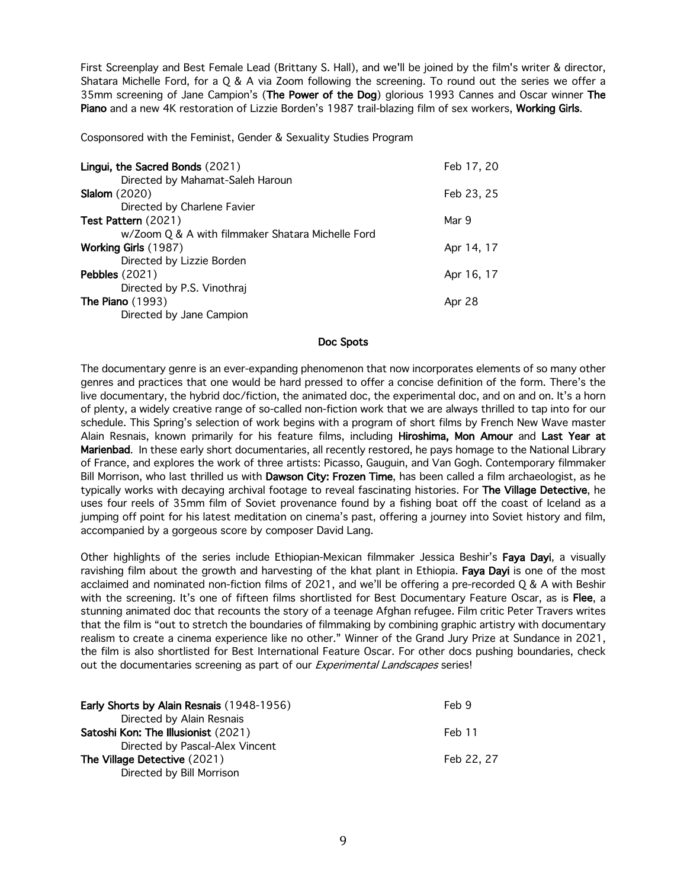First Screenplay and Best Female Lead (Brittany S. Hall), and we'll be joined by the film's writer & director, Shatara Michelle Ford, for a Q & A via Zoom following the screening. To round out the series we offer a 35mm screening of Jane Campion's (**The Power of the Dog**) glorious 1993 Cannes and Oscar winner **The Piano** and a new 4K restoration of Lizzie Borden's 1987 trail-blazing film of sex workers, **Working Girls**.

Cosponsored with the Feminist, Gender & Sexuality Studies Program

| Film | Dates |
|---|---|
| **Lingui, the Sacred Bonds** (2021)<br>Directed by Mahamat-Saleh Haroun | Feb 17, 20 |
| **Slalom** (2020)<br>Directed by Charlene Favier | Feb 23, 25 |
| **Test Pattern** (2021)<br>w/Zoom Q & A with filmmaker Shatara Michelle Ford | Mar 9 |
| **Working Girls** (1987)<br>Directed by Lizzie Borden | Apr 14, 17 |
| **Pebbles** (2021)<br>Directed by P.S. Vinothraj | Apr 16, 17 |
| **The Piano** (1993)<br>Directed by Jane Campion | Apr 28 |

## Doc Spots

The documentary genre is an ever-expanding phenomenon that now incorporates elements of so many other genres and practices that one would be hard pressed to offer a concise definition of the form. There's the live documentary, the hybrid doc/fiction, the animated doc, the experimental doc, and on and on. It's a horn of plenty, a widely creative range of so-called non-fiction work that we are always thrilled to tap into for our schedule. This Spring's selection of work begins with a program of short films by French New Wave master Alain Resnais, known primarily for his feature films, including **Hiroshima, Mon Amour** and **Last Year at Marienbad**. In these early short documentaries, all recently restored, he pays homage to the National Library of France, and explores the work of three artists: Picasso, Gauguin, and Van Gogh. Contemporary filmmaker Bill Morrison, who last thrilled us with **Dawson City: Frozen Time**, has been called a film archaeologist, as he typically works with decaying archival footage to reveal fascinating histories. For **The Village Detective**, he uses four reels of 35mm film of Soviet provenance found by a fishing boat off the coast of Iceland as a jumping off point for his latest meditation on cinema's past, offering a journey into Soviet history and film, accompanied by a gorgeous score by composer David Lang.

Other highlights of the series include Ethiopian-Mexican filmmaker Jessica Beshir's **Faya Dayi**, a visually ravishing film about the growth and harvesting of the khat plant in Ethiopia. **Faya Dayi** is one of the most acclaimed and nominated non-fiction films of 2021, and we'll be offering a pre-recorded Q & A with Beshir with the screening. It's one of fifteen films shortlisted for Best Documentary Feature Oscar, as is **Flee**, a stunning animated doc that recounts the story of a teenage Afghan refugee. Film critic Peter Travers writes that the film is "out to stretch the boundaries of filmmaking by combining graphic artistry with documentary realism to create a cinema experience like no other." Winner of the Grand Jury Prize at Sundance in 2021, the film is also shortlisted for Best International Feature Oscar. For other docs pushing boundaries, check out the documentaries screening as part of our *Experimental Landscapes* series!

| Film | Dates |
|---|---|
| **Early Shorts by Alain Resnais** (1948-1956)<br>Directed by Alain Resnais | Feb 9 |
| **Satoshi Kon: The Illusionist** (2021)<br>Directed by Pascal-Alex Vincent | Feb 11 |
| **The Village Detective** (2021)<br>Directed by Bill Morrison | Feb 22, 27 |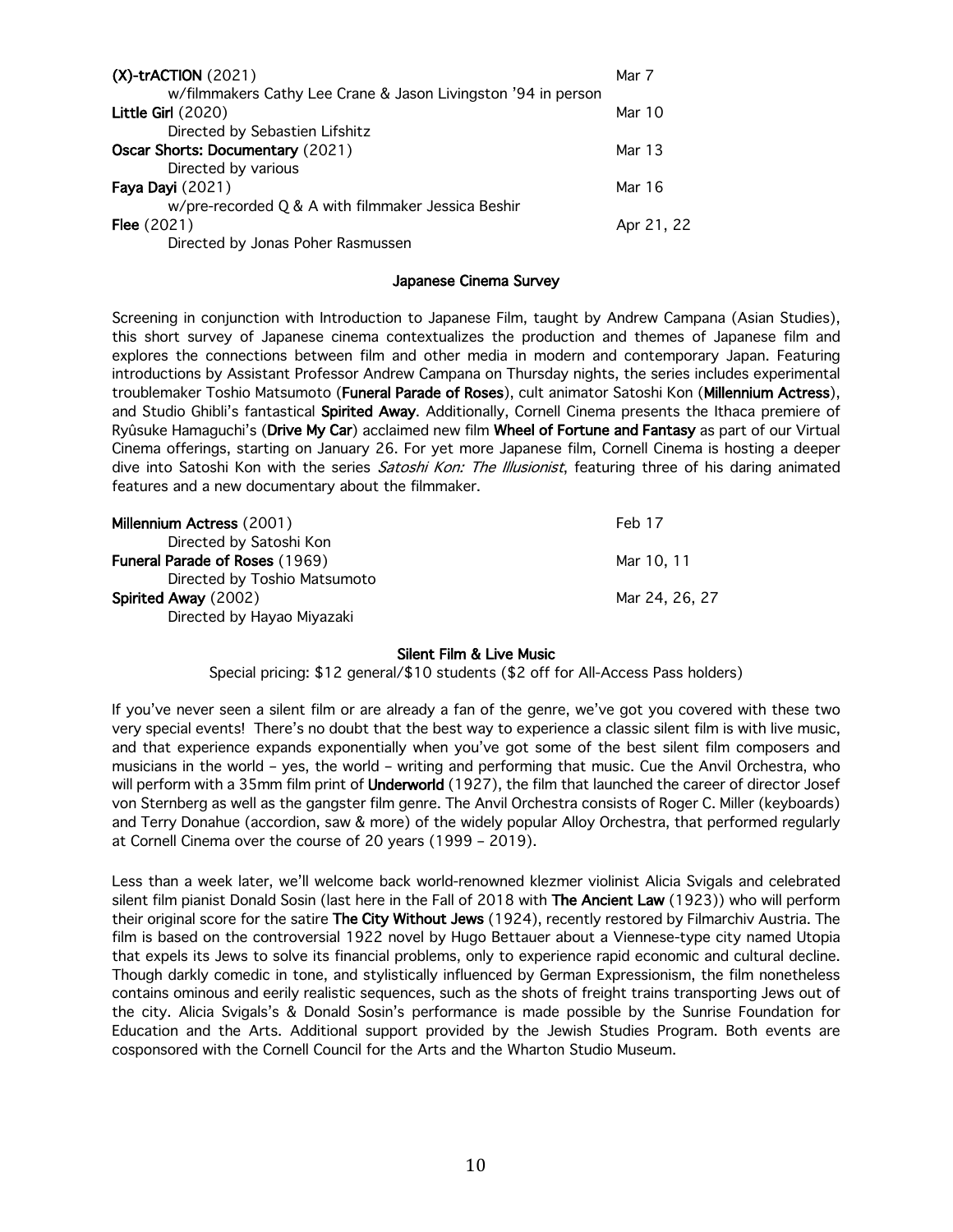**(X)-trACTION** (2021) Mar 7
w/filmmakers Cathy Lee Crane & Jason Livingston '94 in person

**Little Girl** (2020) Mar 10
Directed by Sebastien Lifshitz

**Oscar Shorts: Documentary** (2021) Mar 13
Directed by various

**Faya Dayi** (2021) Mar 16
w/pre-recorded Q & A with filmmaker Jessica Beshir

**Flee** (2021) Apr 21, 22
Directed by Jonas Poher Rasmussen

## Japanese Cinema Survey

Screening in conjunction with Introduction to Japanese Film, taught by Andrew Campana (Asian Studies), this short survey of Japanese cinema contextualizes the production and themes of Japanese film and explores the connections between film and other media in modern and contemporary Japan. Featuring introductions by Assistant Professor Andrew Campana on Thursday nights, the series includes experimental troublemaker Toshio Matsumoto (**Funeral Parade of Roses**), cult animator Satoshi Kon (**Millennium Actress**), and Studio Ghibli's fantastical **Spirited Away**. Additionally, Cornell Cinema presents the Ithaca premiere of Ryûsuke Hamaguchi's (**Drive My Car**) acclaimed new film **Wheel of Fortune and Fantasy** as part of our Virtual Cinema offerings, starting on January 26. For yet more Japanese film, Cornell Cinema is hosting a deeper dive into Satoshi Kon with the series *Satoshi Kon: The Illusionist*, featuring three of his daring animated features and a new documentary about the filmmaker.

**Millennium Actress** (2001) Feb 17
Directed by Satoshi Kon

**Funeral Parade of Roses** (1969) Mar 10, 11
Directed by Toshio Matsumoto

**Spirited Away** (2002) Mar 24, 26, 27
Directed by Hayao Miyazaki

## Silent Film & Live Music

Special pricing: $12 general/$10 students ($2 off for All-Access Pass holders)

If you've never seen a silent film or are already a fan of the genre, we've got you covered with these two very special events! There's no doubt that the best way to experience a classic silent film is with live music, and that experience expands exponentially when you've got some of the best silent film composers and musicians in the world – yes, the world – writing and performing that music. Cue the Anvil Orchestra, who will perform with a 35mm film print of **Underworld** (1927), the film that launched the career of director Josef von Sternberg as well as the gangster film genre. The Anvil Orchestra consists of Roger C. Miller (keyboards) and Terry Donahue (accordion, saw & more) of the widely popular Alloy Orchestra, that performed regularly at Cornell Cinema over the course of 20 years (1999 – 2019).

Less than a week later, we'll welcome back world-renowned klezmer violinist Alicia Svigals and celebrated silent film pianist Donald Sosin (last here in the Fall of 2018 with **The Ancient Law** (1923)) who will perform their original score for the satire **The City Without Jews** (1924), recently restored by Filmarchiv Austria. The film is based on the controversial 1922 novel by Hugo Bettauer about a Viennese-type city named Utopia that expels its Jews to solve its financial problems, only to experience rapid economic and cultural decline. Though darkly comedic in tone, and stylistically influenced by German Expressionism, the film nonetheless contains ominous and eerily realistic sequences, such as the shots of freight trains transporting Jews out of the city. Alicia Svigals's & Donald Sosin's performance is made possible by the Sunrise Foundation for Education and the Arts. Additional support provided by the Jewish Studies Program. Both events are cosponsored with the Cornell Council for the Arts and the Wharton Studio Museum.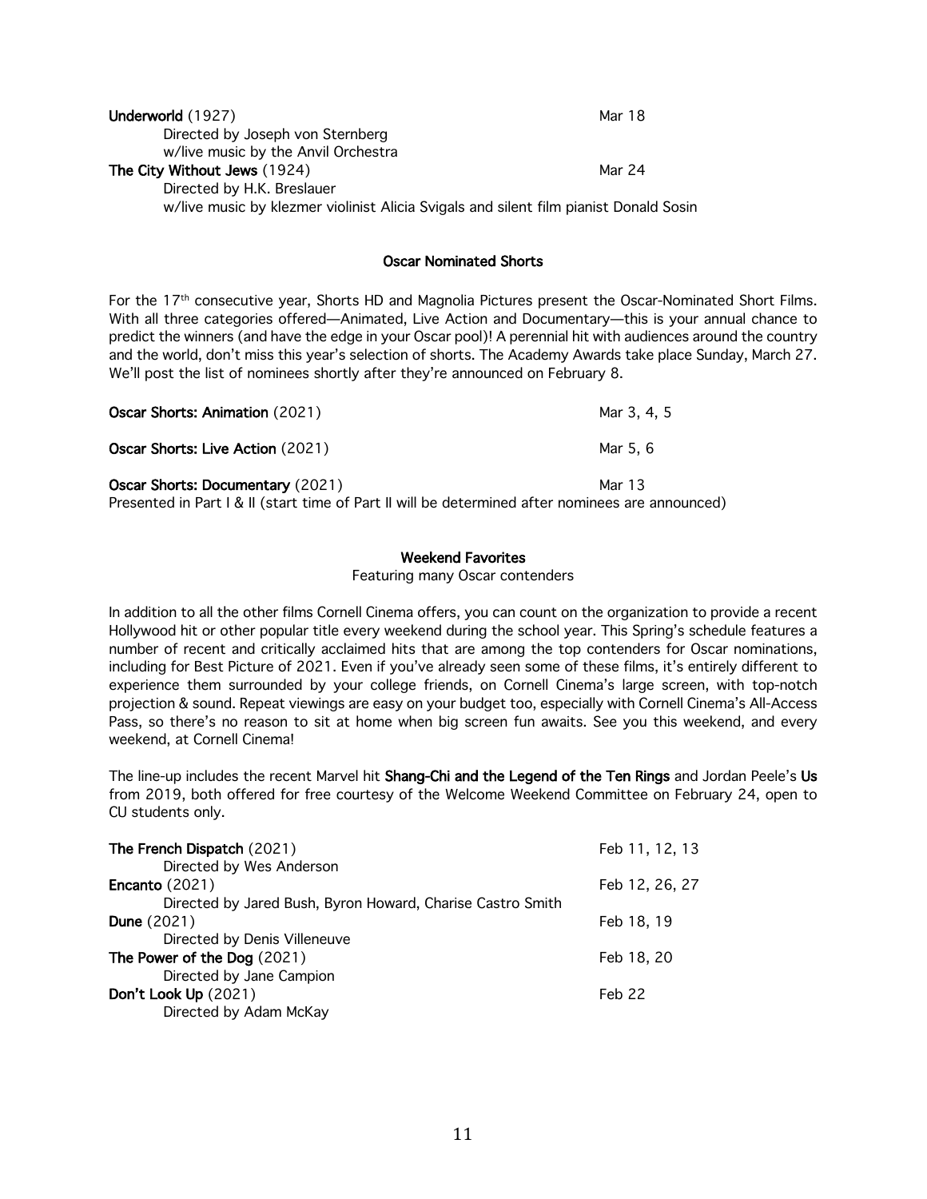**Underworld** (1927) Mar 18
Directed by Joseph von Sternberg
w/live music by the Anvil Orchestra

**The City Without Jews** (1924) Mar 24
Directed by H.K. Breslauer
w/live music by klezmer violinist Alicia Svigals and silent film pianist Donald Sosin

## Oscar Nominated Shorts

For the 17th consecutive year, Shorts HD and Magnolia Pictures present the Oscar-Nominated Short Films. With all three categories offered—Animated, Live Action and Documentary—this is your annual chance to predict the winners (and have the edge in your Oscar pool)! A perennial hit with audiences around the country and the world, don't miss this year's selection of shorts. The Academy Awards take place Sunday, March 27. We'll post the list of nominees shortly after they're announced on February 8.

**Oscar Shorts: Animation** (2021) Mar 3, 4, 5

**Oscar Shorts: Live Action** (2021) Mar 5, 6

**Oscar Shorts: Documentary** (2021) Mar 13
Presented in Part I & II (start time of Part II will be determined after nominees are announced)

## Weekend Favorites

Featuring many Oscar contenders

In addition to all the other films Cornell Cinema offers, you can count on the organization to provide a recent Hollywood hit or other popular title every weekend during the school year. This Spring's schedule features a number of recent and critically acclaimed hits that are among the top contenders for Oscar nominations, including for Best Picture of 2021. Even if you've already seen some of these films, it's entirely different to experience them surrounded by your college friends, on Cornell Cinema's large screen, with top-notch projection & sound. Repeat viewings are easy on your budget too, especially with Cornell Cinema's All-Access Pass, so there's no reason to sit at home when big screen fun awaits. See you this weekend, and every weekend, at Cornell Cinema!

The line-up includes the recent Marvel hit **Shang-Chi and the Legend of the Ten Rings** and Jordan Peele's **Us** from 2019, both offered for free courtesy of the Welcome Weekend Committee on February 24, open to CU students only.

**The French Dispatch** (2021) Feb 11, 12, 13
Directed by Wes Anderson

**Encanto** (2021) Feb 12, 26, 27
Directed by Jared Bush, Byron Howard, Charise Castro Smith

**Dune** (2021) Feb 18, 19
Directed by Denis Villeneuve

**The Power of the Dog** (2021) Feb 18, 20
Directed by Jane Campion

**Don't Look Up** (2021) Feb 22
Directed by Adam McKay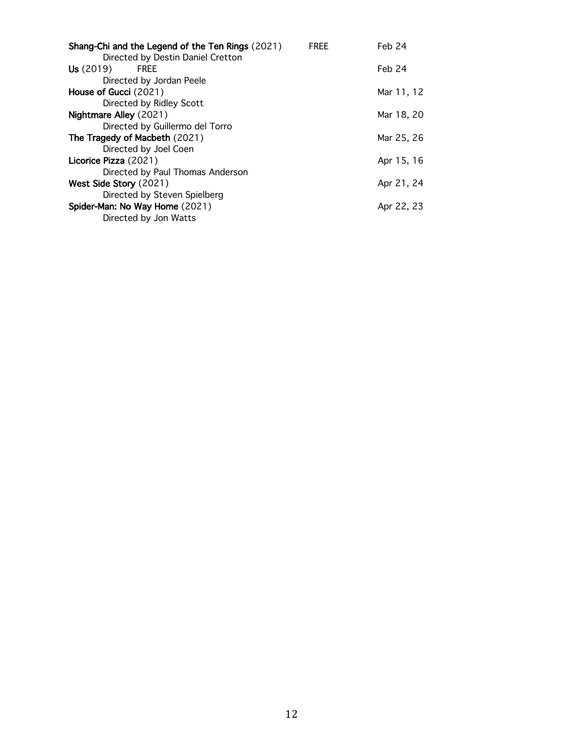**Shang-Chi and the Legend of the Ten Rings** (2021) FREE Feb 24
Directed by Destin Daniel Cretton

**Us** (2019) FREE Feb 24
Directed by Jordan Peele

**House of Gucci** (2021) Mar 11, 12
Directed by Ridley Scott

**Nightmare Alley** (2021) Mar 18, 20
Directed by Guillermo del Torro

**The Tragedy of Macbeth** (2021) Mar 25, 26
Directed by Joel Coen

**Licorice Pizza** (2021) Apr 15, 16
Directed by Paul Thomas Anderson

**West Side Story** (2021) Apr 21, 24
Directed by Steven Spielberg

**Spider-Man: No Way Home** (2021) Apr 22, 23
Directed by Jon Watts